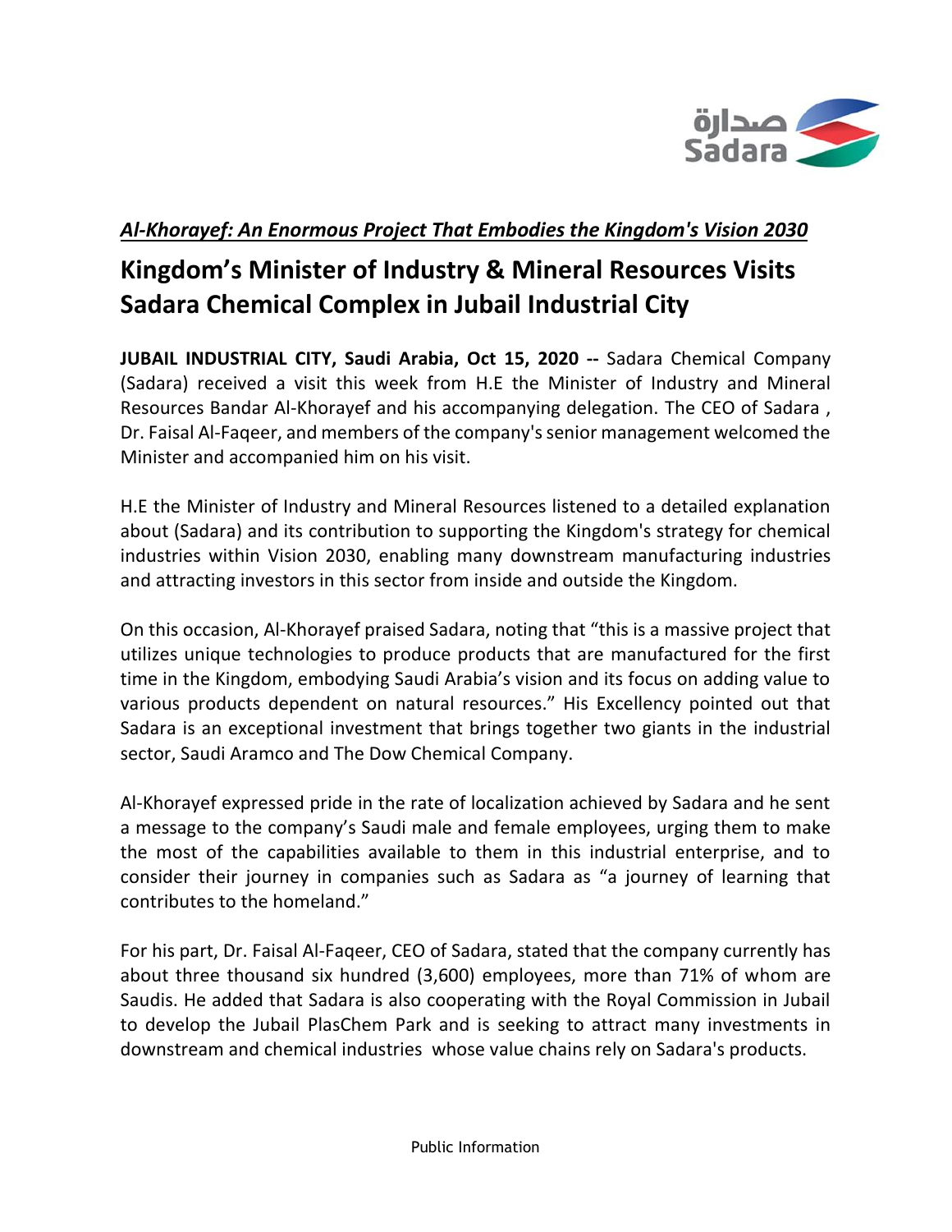صدارة
Sadara

***Al-Khorayef: An Enormous Project That Embodies the Kingdom's Vision 2030***

# Kingdom's Minister of Industry & Mineral Resources Visits Sadara Chemical Complex in Jubail Industrial City

**JUBAIL INDUSTRIAL CITY, Saudi Arabia, Oct 15, 2020 --** Sadara Chemical Company (Sadara) received a visit this week from H.E the Minister of Industry and Mineral Resources Bandar Al-Khorayef and his accompanying delegation. The CEO of Sadara , Dr. Faisal Al-Faqeer, and members of the company's senior management welcomed the Minister and accompanied him on his visit.

H.E the Minister of Industry and Mineral Resources listened to a detailed explanation about (Sadara) and its contribution to supporting the Kingdom's strategy for chemical industries within Vision 2030, enabling many downstream manufacturing industries and attracting investors in this sector from inside and outside the Kingdom.

On this occasion, Al-Khorayef praised Sadara, noting that "this is a massive project that utilizes unique technologies to produce products that are manufactured for the first time in the Kingdom, embodying Saudi Arabia's vision and its focus on adding value to various products dependent on natural resources." His Excellency pointed out that Sadara is an exceptional investment that brings together two giants in the industrial sector, Saudi Aramco and The Dow Chemical Company.

Al-Khorayef expressed pride in the rate of localization achieved by Sadara and he sent a message to the company's Saudi male and female employees, urging them to make the most of the capabilities available to them in this industrial enterprise, and to consider their journey in companies such as Sadara as "a journey of learning that contributes to the homeland."

For his part, Dr. Faisal Al-Faqeer, CEO of Sadara, stated that the company currently has about three thousand six hundred (3,600) employees, more than 71% of whom are Saudis. He added that Sadara is also cooperating with the Royal Commission in Jubail to develop the Jubail PlasChem Park and is seeking to attract many investments in downstream and chemical industries whose value chains rely on Sadara's products.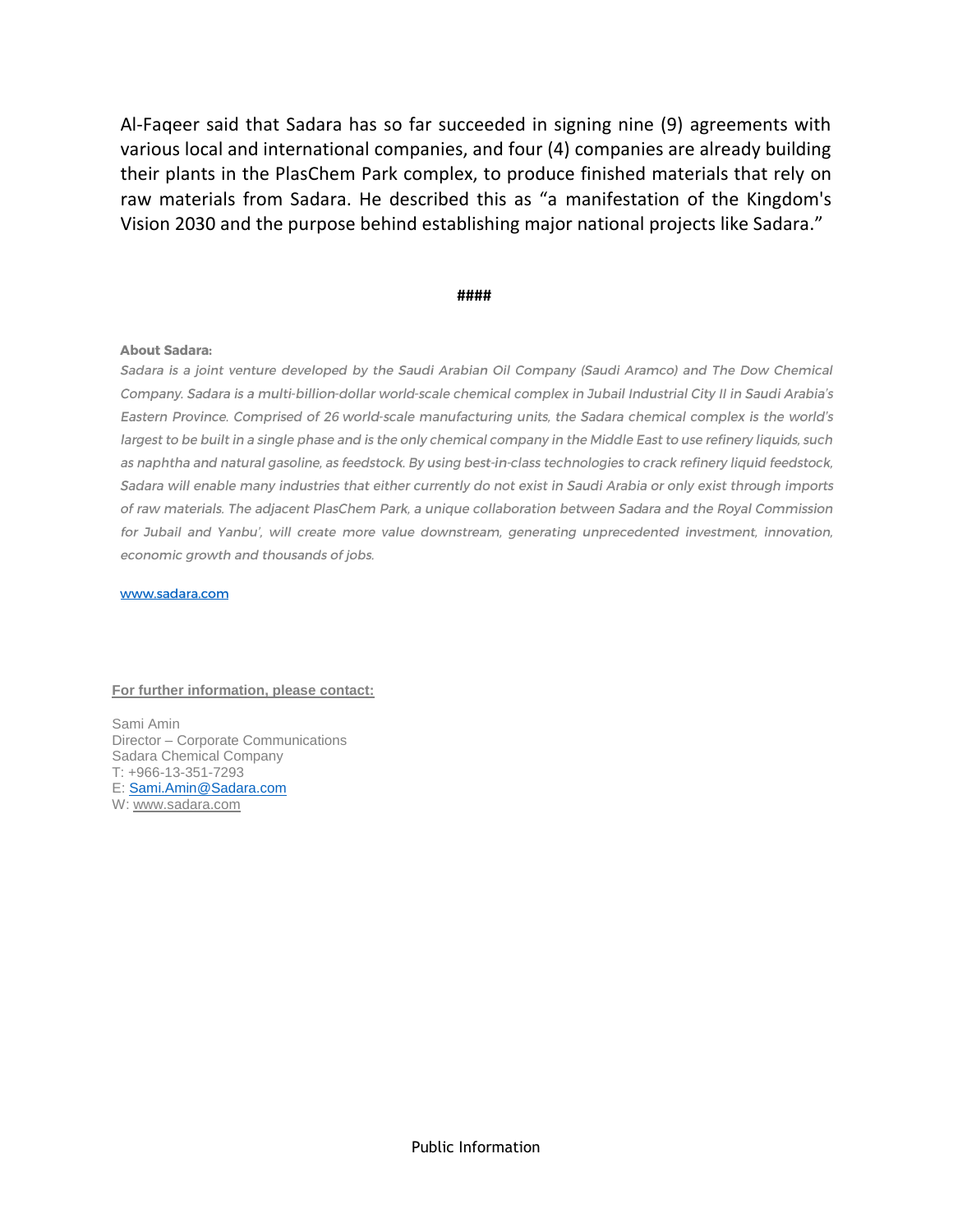Al-Faqeer said that Sadara has so far succeeded in signing nine (9) agreements with various local and international companies, and four (4) companies are already building their plants in the PlasChem Park complex, to produce finished materials that rely on raw materials from Sadara. He described this as "a manifestation of the Kingdom's Vision 2030 and the purpose behind establishing major national projects like Sadara."

####

**About Sadara:**

*Sadara is a joint venture developed by the Saudi Arabian Oil Company (Saudi Aramco) and The Dow Chemical Company. Sadara is a multi-billion-dollar world-scale chemical complex in Jubail Industrial City II in Saudi Arabia's Eastern Province. Comprised of 26 world-scale manufacturing units, the Sadara chemical complex is the world's largest to be built in a single phase and is the only chemical company in the Middle East to use refinery liquids, such as naphtha and natural gasoline, as feedstock. By using best-in-class technologies to crack refinery liquid feedstock, Sadara will enable many industries that either currently do not exist in Saudi Arabia or only exist through imports of raw materials. The adjacent PlasChem Park, a unique collaboration between Sadara and the Royal Commission for Jubail and Yanbu', will create more value downstream, generating unprecedented investment, innovation, economic growth and thousands of jobs.*

www.sadara.com

**For further information, please contact:**

Sami Amin
Director – Corporate Communications
Sadara Chemical Company
T: +966-13-351-7293
E: Sami.Amin@Sadara.com
W: www.sadara.com

Public Information